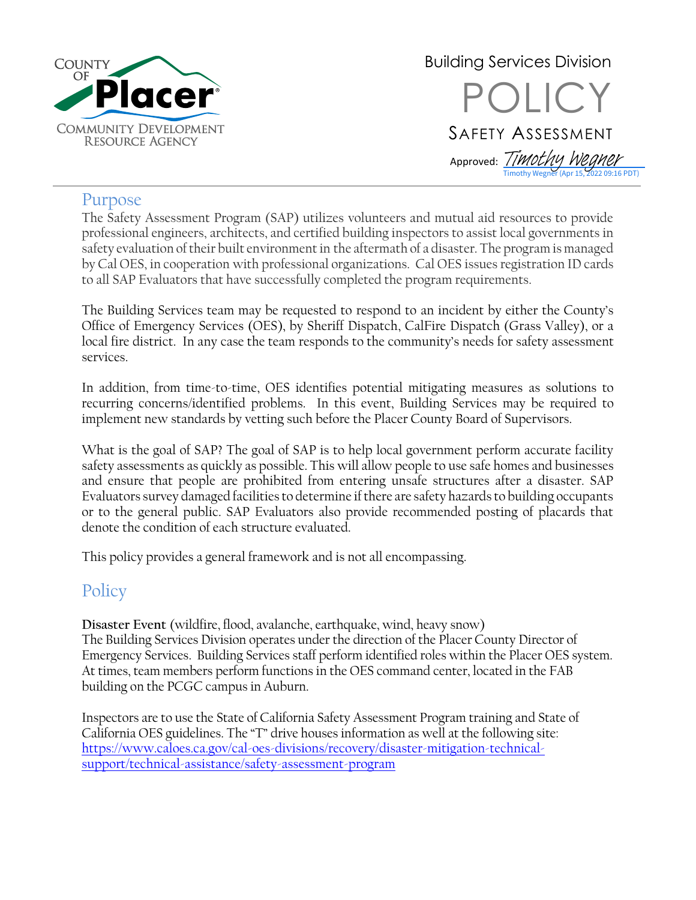COUNTY OF Placer
COMMUNITY DEVELOPMENT RESOURCE AGENCY

Building Services Division

# POLICY

## SAFETY ASSESSMENT

Approved: Timothy Wegner
Timothy Wegner (Apr 15, 2022 09:16 PDT)

## Purpose

The Safety Assessment Program (SAP) utilizes volunteers and mutual aid resources to provide professional engineers, architects, and certified building inspectors to assist local governments in safety evaluation of their built environment in the aftermath of a disaster. The program is managed by Cal OES, in cooperation with professional organizations. Cal OES issues registration ID cards to all SAP Evaluators that have successfully completed the program requirements.

The Building Services team may be requested to respond to an incident by either the County's Office of Emergency Services (OES), by Sheriff Dispatch, CalFire Dispatch (Grass Valley), or a local fire district. In any case the team responds to the community's needs for safety assessment services.

In addition, from time-to-time, OES identifies potential mitigating measures as solutions to recurring concerns/identified problems. In this event, Building Services may be required to implement new standards by vetting such before the Placer County Board of Supervisors.

What is the goal of SAP? The goal of SAP is to help local government perform accurate facility safety assessments as quickly as possible. This will allow people to use safe homes and businesses and ensure that people are prohibited from entering unsafe structures after a disaster. SAP Evaluators survey damaged facilities to determine if there are safety hazards to building occupants or to the general public. SAP Evaluators also provide recommended posting of placards that denote the condition of each structure evaluated.

This policy provides a general framework and is not all encompassing.

## Policy

**Disaster Event** (wildfire, flood, avalanche, earthquake, wind, heavy snow)
The Building Services Division operates under the direction of the Placer County Director of Emergency Services. Building Services staff perform identified roles within the Placer OES system. At times, team members perform functions in the OES command center, located in the FAB building on the PCGC campus in Auburn.

Inspectors are to use the State of California Safety Assessment Program training and State of California OES guidelines. The "T" drive houses information as well at the following site: https://www.caloes.ca.gov/cal-oes-divisions/recovery/disaster-mitigation-technical-support/technical-assistance/safety-assessment-program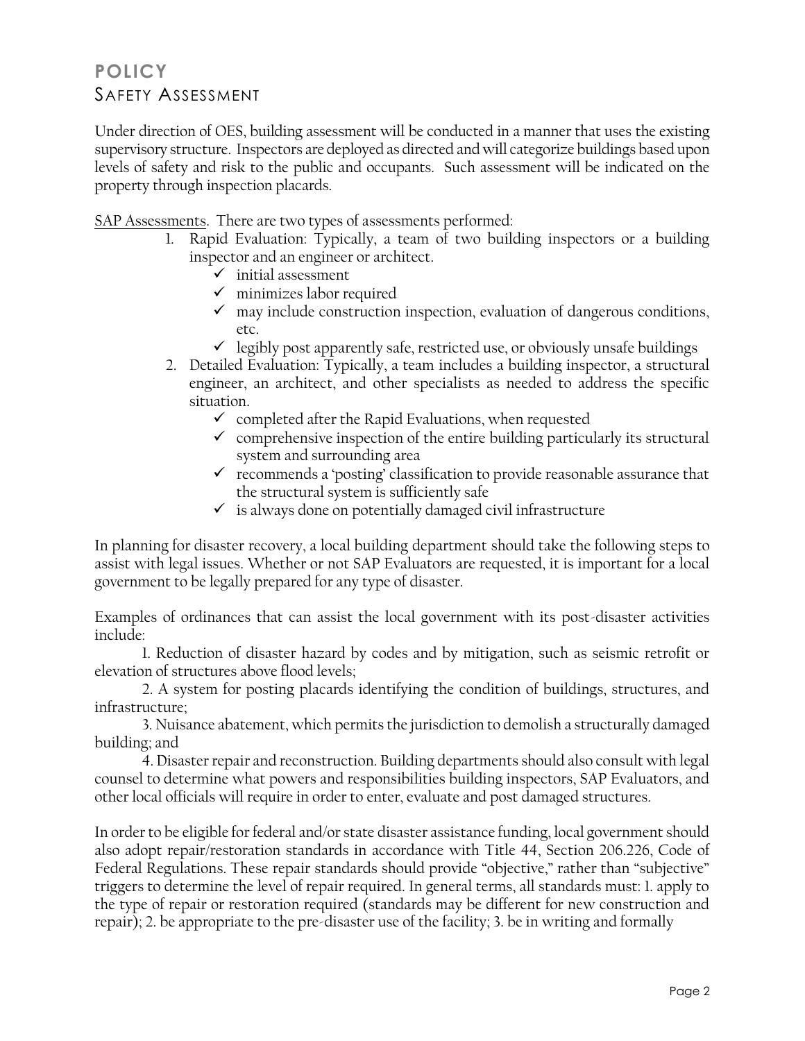# POLICY

## SAFETY ASSESSMENT

Under direction of OES, building assessment will be conducted in a manner that uses the existing supervisory structure. Inspectors are deployed as directed and will categorize buildings based upon levels of safety and risk to the public and occupants. Such assessment will be indicated on the property through inspection placards.

<u>SAP Assessments</u>. There are two types of assessments performed:

1. Rapid Evaluation: Typically, a team of two building inspectors or a building inspector and an engineer or architect.
   - ✓ initial assessment
   - ✓ minimizes labor required
   - ✓ may include construction inspection, evaluation of dangerous conditions, etc.
   - ✓ legibly post apparently safe, restricted use, or obviously unsafe buildings
2. Detailed Evaluation: Typically, a team includes a building inspector, a structural engineer, an architect, and other specialists as needed to address the specific situation.
   - ✓ completed after the Rapid Evaluations, when requested
   - ✓ comprehensive inspection of the entire building particularly its structural system and surrounding area
   - ✓ recommends a 'posting' classification to provide reasonable assurance that the structural system is sufficiently safe
   - ✓ is always done on potentially damaged civil infrastructure

In planning for disaster recovery, a local building department should take the following steps to assist with legal issues. Whether or not SAP Evaluators are requested, it is important for a local government to be legally prepared for any type of disaster.

Examples of ordinances that can assist the local government with its post-disaster activities include:

1. Reduction of disaster hazard by codes and by mitigation, such as seismic retrofit or elevation of structures above flood levels;

2. A system for posting placards identifying the condition of buildings, structures, and infrastructure;

3. Nuisance abatement, which permits the jurisdiction to demolish a structurally damaged building; and

4. Disaster repair and reconstruction. Building departments should also consult with legal counsel to determine what powers and responsibilities building inspectors, SAP Evaluators, and other local officials will require in order to enter, evaluate and post damaged structures.

In order to be eligible for federal and/or state disaster assistance funding, local government should also adopt repair/restoration standards in accordance with Title 44, Section 206.226, Code of Federal Regulations. These repair standards should provide "objective," rather than "subjective" triggers to determine the level of repair required. In general terms, all standards must: 1. apply to the type of repair or restoration required (standards may be different for new construction and repair); 2. be appropriate to the pre-disaster use of the facility; 3. be in writing and formally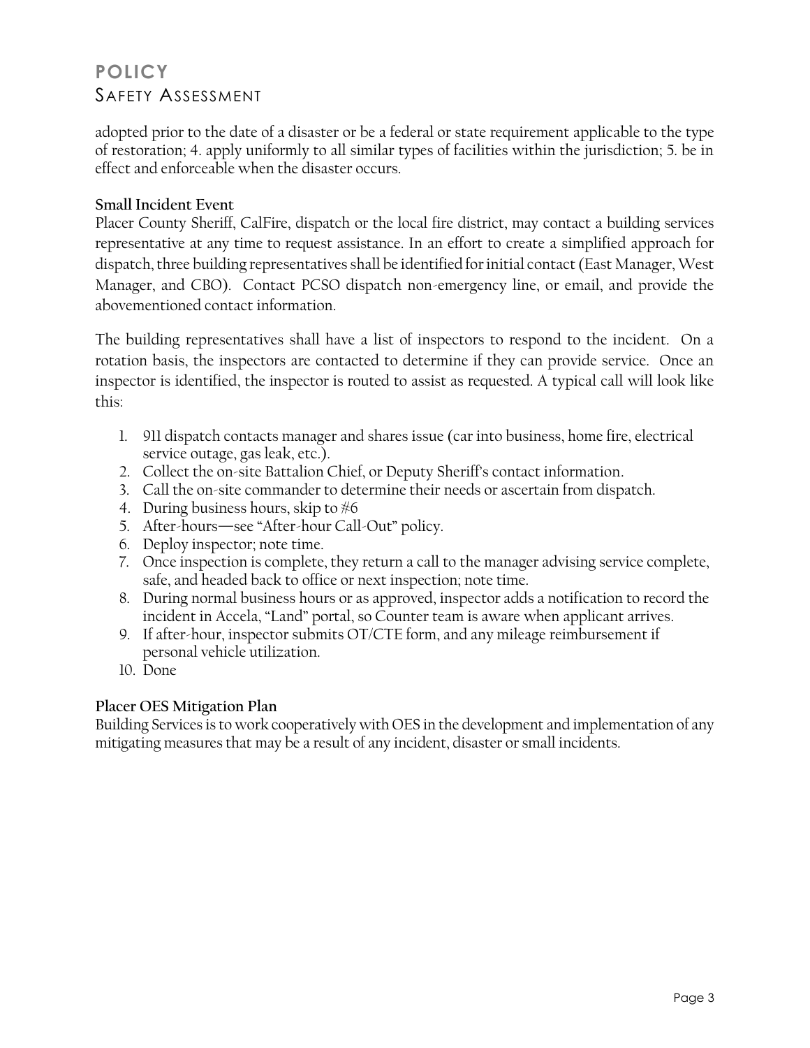adopted prior to the date of a disaster or be a federal or state requirement applicable to the type of restoration; 4. apply uniformly to all similar types of facilities within the jurisdiction; 5. be in effect and enforceable when the disaster occurs.

**Small Incident Event**

Placer County Sheriff, CalFire, dispatch or the local fire district, may contact a building services representative at any time to request assistance. In an effort to create a simplified approach for dispatch, three building representatives shall be identified for initial contact (East Manager, West Manager, and CBO). Contact PCSO dispatch non-emergency line, or email, and provide the abovementioned contact information.

The building representatives shall have a list of inspectors to respond to the incident. On a rotation basis, the inspectors are contacted to determine if they can provide service. Once an inspector is identified, the inspector is routed to assist as requested. A typical call will look like this:

1. 911 dispatch contacts manager and shares issue (car into business, home fire, electrical service outage, gas leak, etc.).
2. Collect the on-site Battalion Chief, or Deputy Sheriff's contact information.
3. Call the on-site commander to determine their needs or ascertain from dispatch.
4. During business hours, skip to #6
5. After-hours—see "After-hour Call-Out" policy.
6. Deploy inspector; note time.
7. Once inspection is complete, they return a call to the manager advising service complete, safe, and headed back to office or next inspection; note time.
8. During normal business hours or as approved, inspector adds a notification to record the incident in Accela, "Land" portal, so Counter team is aware when applicant arrives.
9. If after-hour, inspector submits OT/CTE form, and any mileage reimbursement if personal vehicle utilization.
10. Done

**Placer OES Mitigation Plan**

Building Services is to work cooperatively with OES in the development and implementation of any mitigating measures that may be a result of any incident, disaster or small incidents.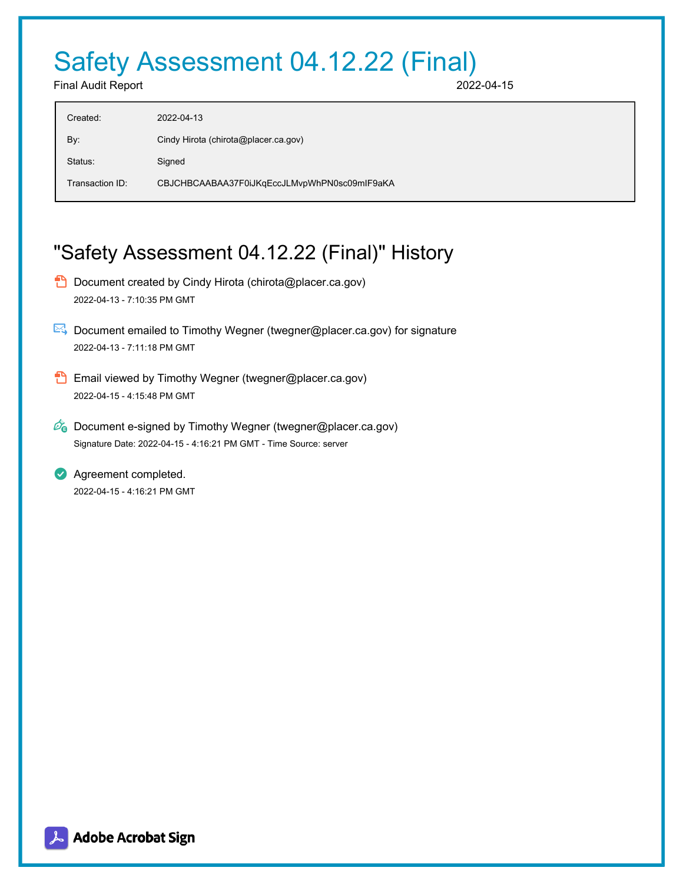# Safety Assessment 04.12.22 (Final)

Final Audit Report 2022-04-15

| | |
|---|---|
| Created: | 2022-04-13 |
| By: | Cindy Hirota (chirota@placer.ca.gov) |
| Status: | Signed |
| Transaction ID: | CBJCHBCAABAA37F0iJKqEccJLMvpWhPN0sc09mIF9aKA |

## "Safety Assessment 04.12.22 (Final)" History

- Document created by Cindy Hirota (chirota@placer.ca.gov)
  2022-04-13 - 7:10:35 PM GMT

- Document emailed to Timothy Wegner (twegner@placer.ca.gov) for signature
  2022-04-13 - 7:11:18 PM GMT

- Email viewed by Timothy Wegner (twegner@placer.ca.gov)
  2022-04-15 - 4:15:48 PM GMT

- Document e-signed by Timothy Wegner (twegner@placer.ca.gov)
  Signature Date: 2022-04-15 - 4:16:21 PM GMT - Time Source: server

- Agreement completed.
  2022-04-15 - 4:16:21 PM GMT

Adobe Acrobat Sign